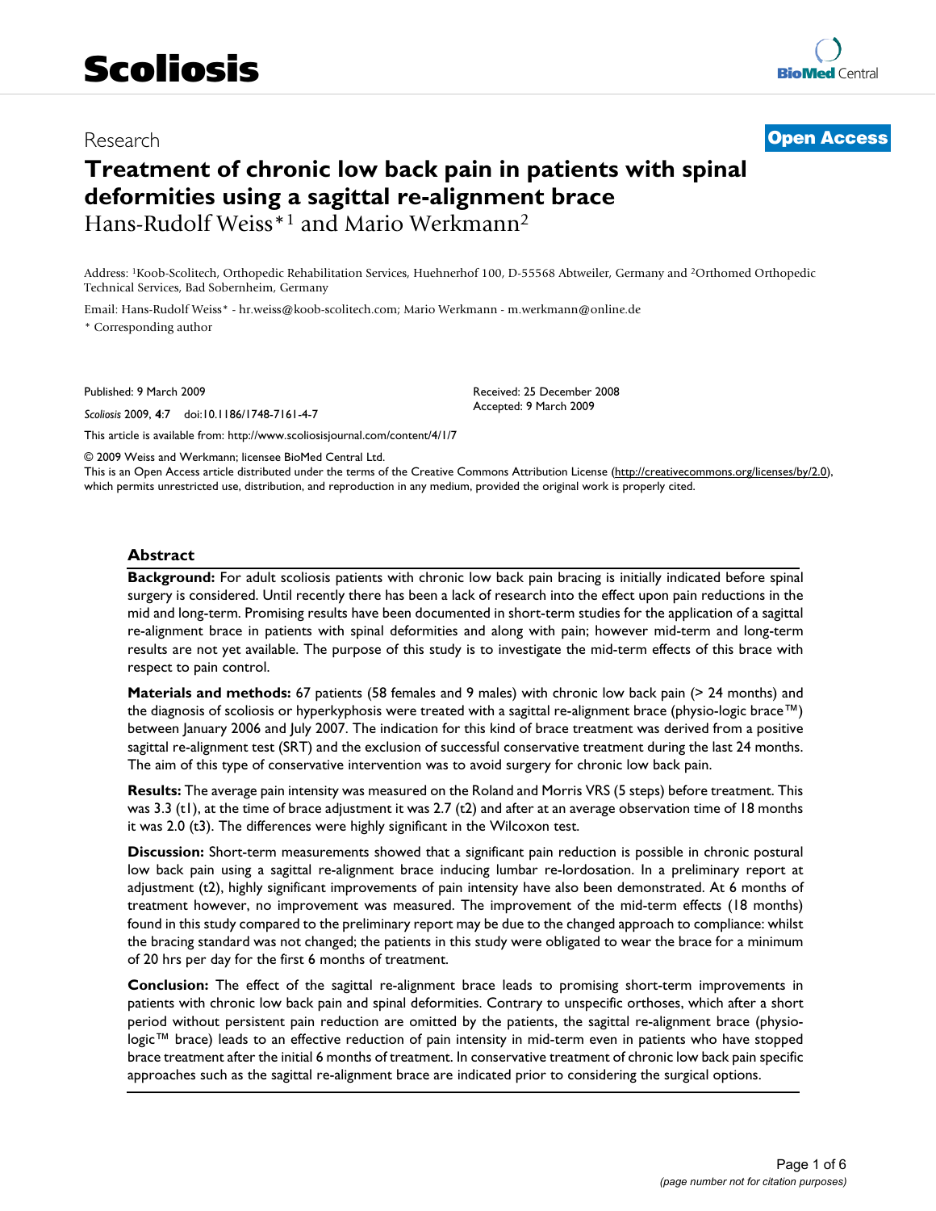Research

**Open Access**

# Treatment of chronic low back pain in patients with spinal deformities using a sagittal re-alignment brace

Hans-Rudolf Weiss*[1] and Mario Werkmann[2]

Address: [1]Koob-Scolitech, Orthopedic Rehabilitation Services, Huehnerhof 100, D-55568 Abtweiler, Germany and [2]Orthomed Orthopedic Technical Services, Bad Sobernheim, Germany

Email: Hans-Rudolf Weiss* - hr.weiss@koob-scolitech.com; Mario Werkmann - m.werkmann@online.de

\* Corresponding author

Published: 9 March 2009

*Scoliosis* 2009, **4**:7 doi:10.1186/1748-7161-4-7

Received: 25 December 2008

Accepted: 9 March 2009

This article is available from: http://www.scoliosisjournal.com/content/4/1/7

© 2009 Weiss and Werkmann; licensee BioMed Central Ltd.

This is an Open Access article distributed under the terms of the Creative Commons Attribution License (http://creativecommons.org/licenses/by/2.0), which permits unrestricted use, distribution, and reproduction in any medium, provided the original work is properly cited.

## Abstract

**Background:** For adult scoliosis patients with chronic low back pain bracing is initially indicated before spinal surgery is considered. Until recently there has been a lack of research into the effect upon pain reductions in the mid and long-term. Promising results have been documented in short-term studies for the application of a sagittal re-alignment brace in patients with spinal deformities and along with pain; however mid-term and long-term results are not yet available. The purpose of this study is to investigate the mid-term effects of this brace with respect to pain control.

**Materials and methods:** 67 patients (58 females and 9 males) with chronic low back pain (> 24 months) and the diagnosis of scoliosis or hyperkyphosis were treated with a sagittal re-alignment brace (physio-logic brace™) between January 2006 and July 2007. The indication for this kind of brace treatment was derived from a positive sagittal re-alignment test (SRT) and the exclusion of successful conservative treatment during the last 24 months. The aim of this type of conservative intervention was to avoid surgery for chronic low back pain.

**Results:** The average pain intensity was measured on the Roland and Morris VRS (5 steps) before treatment. This was 3.3 (t1), at the time of brace adjustment it was 2.7 (t2) and after at an average observation time of 18 months it was 2.0 (t3). The differences were highly significant in the Wilcoxon test.

**Discussion:** Short-term measurements showed that a significant pain reduction is possible in chronic postural low back pain using a sagittal re-alignment brace inducing lumbar re-lordosation. In a preliminary report at adjustment (t2), highly significant improvements of pain intensity have also been demonstrated. At 6 months of treatment however, no improvement was measured. The improvement of the mid-term effects (18 months) found in this study compared to the preliminary report may be due to the changed approach to compliance: whilst the bracing standard was not changed; the patients in this study were obligated to wear the brace for a minimum of 20 hrs per day for the first 6 months of treatment.

**Conclusion:** The effect of the sagittal re-alignment brace leads to promising short-term improvements in patients with chronic low back pain and spinal deformities. Contrary to unspecific orthoses, which after a short period without persistent pain reduction are omitted by the patients, the sagittal re-alignment brace (physio-logic™ brace) leads to an effective reduction of pain intensity in mid-term even in patients who have stopped brace treatment after the initial 6 months of treatment. In conservative treatment of chronic low back pain specific approaches such as the sagittal re-alignment brace are indicated prior to considering the surgical options.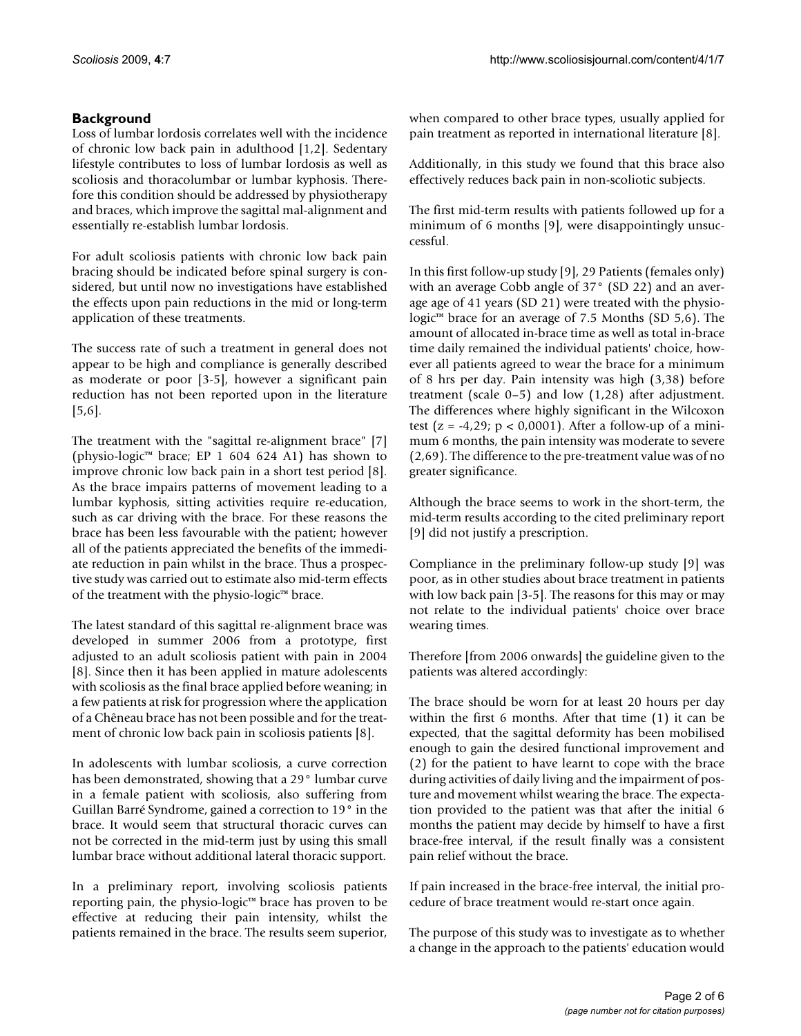## Background

Loss of lumbar lordosis correlates well with the incidence of chronic low back pain in adulthood [1,2]. Sedentary lifestyle contributes to loss of lumbar lordosis as well as scoliosis and thoracolumbar or lumbar kyphosis. Therefore this condition should be addressed by physiotherapy and braces, which improve the sagittal mal-alignment and essentially re-establish lumbar lordosis.

For adult scoliosis patients with chronic low back pain bracing should be indicated before spinal surgery is considered, but until now no investigations have established the effects upon pain reductions in the mid or long-term application of these treatments.

The success rate of such a treatment in general does not appear to be high and compliance is generally described as moderate or poor [3-5], however a significant pain reduction has not been reported upon in the literature [5,6].

The treatment with the "sagittal re-alignment brace" [7] (physio-logic™ brace; EP 1 604 624 A1) has shown to improve chronic low back pain in a short test period [8]. As the brace impairs patterns of movement leading to a lumbar kyphosis, sitting activities require re-education, such as car driving with the brace. For these reasons the brace has been less favourable with the patient; however all of the patients appreciated the benefits of the immediate reduction in pain whilst in the brace. Thus a prospective study was carried out to estimate also mid-term effects of the treatment with the physio-logic™ brace.

The latest standard of this sagittal re-alignment brace was developed in summer 2006 from a prototype, first adjusted to an adult scoliosis patient with pain in 2004 [8]. Since then it has been applied in mature adolescents with scoliosis as the final brace applied before weaning; in a few patients at risk for progression where the application of a Chêneau brace has not been possible and for the treatment of chronic low back pain in scoliosis patients [8].

In adolescents with lumbar scoliosis, a curve correction has been demonstrated, showing that a 29° lumbar curve in a female patient with scoliosis, also suffering from Guillan Barré Syndrome, gained a correction to 19° in the brace. It would seem that structural thoracic curves can not be corrected in the mid-term just by using this small lumbar brace without additional lateral thoracic support.

In a preliminary report, involving scoliosis patients reporting pain, the physio-logic™ brace has proven to be effective at reducing their pain intensity, whilst the patients remained in the brace. The results seem superior, when compared to other brace types, usually applied for pain treatment as reported in international literature [8].

Additionally, in this study we found that this brace also effectively reduces back pain in non-scoliotic subjects.

The first mid-term results with patients followed up for a minimum of 6 months [9], were disappointingly unsuccessful.

In this first follow-up study [9], 29 Patients (females only) with an average Cobb angle of 37° (SD 22) and an average age of 41 years (SD 21) were treated with the physio-logic™ brace for an average of 7.5 Months (SD 5,6). The amount of allocated in-brace time as well as total in-brace time daily remained the individual patients' choice, however all patients agreed to wear the brace for a minimum of 8 hrs per day. Pain intensity was high (3,38) before treatment (scale 0–5) and low (1,28) after adjustment. The differences where highly significant in the Wilcoxon test ($z = -4{,}29$; $p < 0{,}0001$). After a follow-up of a minimum 6 months, the pain intensity was moderate to severe (2,69). The difference to the pre-treatment value was of no greater significance.

Although the brace seems to work in the short-term, the mid-term results according to the cited preliminary report [9] did not justify a prescription.

Compliance in the preliminary follow-up study [9] was poor, as in other studies about brace treatment in patients with low back pain [3-5]. The reasons for this may or may not relate to the individual patients' choice over brace wearing times.

Therefore [from 2006 onwards] the guideline given to the patients was altered accordingly:

The brace should be worn for at least 20 hours per day within the first 6 months. After that time (1) it can be expected, that the sagittal deformity has been mobilised enough to gain the desired functional improvement and (2) for the patient to have learnt to cope with the brace during activities of daily living and the impairment of posture and movement whilst wearing the brace. The expectation provided to the patient was that after the initial 6 months the patient may decide by himself to have a first brace-free interval, if the result finally was a consistent pain relief without the brace.

If pain increased in the brace-free interval, the initial procedure of brace treatment would re-start once again.

The purpose of this study was to investigate as to whether a change in the approach to the patients' education would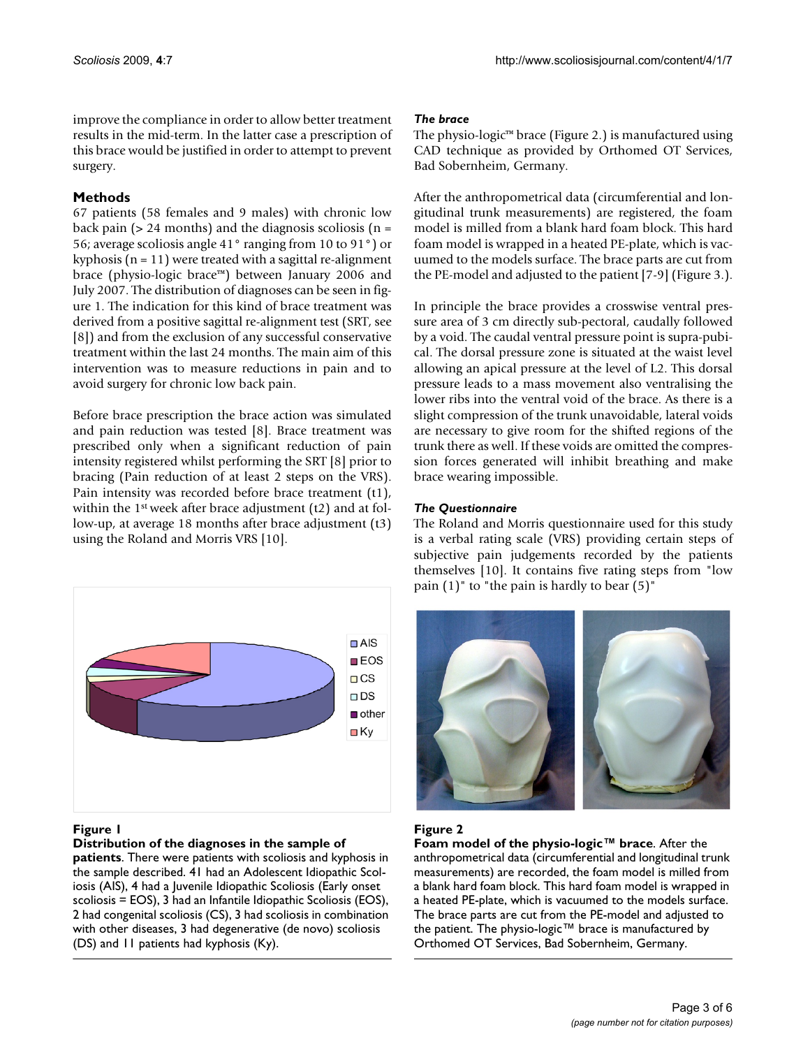improve the compliance in order to allow better treatment results in the mid-term. In the latter case a prescription of this brace would be justified in order to attempt to prevent surgery.

## Methods

67 patients (58 females and 9 males) with chronic low back pain (> 24 months) and the diagnosis scoliosis (n = 56; average scoliosis angle 41° ranging from 10 to 91°) or kyphosis (n = 11) were treated with a sagittal re-alignment brace (physio-logic brace™) between January 2006 and July 2007. The distribution of diagnoses can be seen in figure 1. The indication for this kind of brace treatment was derived from a positive sagittal re-alignment test (SRT, see [8]) and from the exclusion of any successful conservative treatment within the last 24 months. The main aim of this intervention was to measure reductions in pain and to avoid surgery for chronic low back pain.

Before brace prescription the brace action was simulated and pain reduction was tested [8]. Brace treatment was prescribed only when a significant reduction of pain intensity registered whilst performing the SRT [8] prior to bracing (Pain reduction of at least 2 steps on the VRS). Pain intensity was recorded before brace treatment (t1), within the 1st week after brace adjustment (t2) and at follow-up, at average 18 months after brace adjustment (t3) using the Roland and Morris VRS [10].

**Figure 1**

**Distribution of the diagnoses in the sample of patients**. There were patients with scoliosis and kyphosis in the sample described. 41 had an Adolescent Idiopathic Scoliosis (AIS), 4 had a Juvenile Idiopathic Scoliosis (Early onset scoliosis = EOS), 3 had an Infantile Idiopathic Scoliosis (EOS), 2 had congenital scoliosis (CS), 3 had scoliosis in combination with other diseases, 3 had degenerative (de novo) scoliosis (DS) and 11 patients had kyphosis (Ky).

### *The brace*

The physio-logic™ brace (Figure 2.) is manufactured using CAD technique as provided by Orthomed OT Services, Bad Sobernheim, Germany.

After the anthropometrical data (circumferential and longitudinal trunk measurements) are registered, the foam model is milled from a blank hard foam block. This hard foam model is wrapped in a heated PE-plate, which is vacuumed to the models surface. The brace parts are cut from the PE-model and adjusted to the patient [7-9] (Figure 3.).

In principle the brace provides a crosswise ventral pressure area of 3 cm directly sub-pectoral, caudally followed by a void. The caudal ventral pressure point is supra-pubical. The dorsal pressure zone is situated at the waist level allowing an apical pressure at the level of L2. This dorsal pressure leads to a mass movement also ventralising the lower ribs into the ventral void of the brace. As there is a slight compression of the trunk unavoidable, lateral voids are necessary to give room for the shifted regions of the trunk there as well. If these voids are omitted the compression forces generated will inhibit breathing and make brace wearing impossible.

### *The Questionnaire*

The Roland and Morris questionnaire used for this study is a verbal rating scale (VRS) providing certain steps of subjective pain judgements recorded by the patients themselves [10]. It contains five rating steps from "low pain (1)" to "the pain is hardly to bear (5)"

**Figure 2**

**Foam model of the physio-logic™ brace**. After the anthropometrical data (circumferential and longitudinal trunk measurements) are recorded, the foam model is milled from a blank hard foam block. This hard foam model is wrapped in a heated PE-plate, which is vacuumed to the models surface. The brace parts are cut from the PE-model and adjusted to the patient. The physio-logic™ brace is manufactured by Orthomed OT Services, Bad Sobernheim, Germany.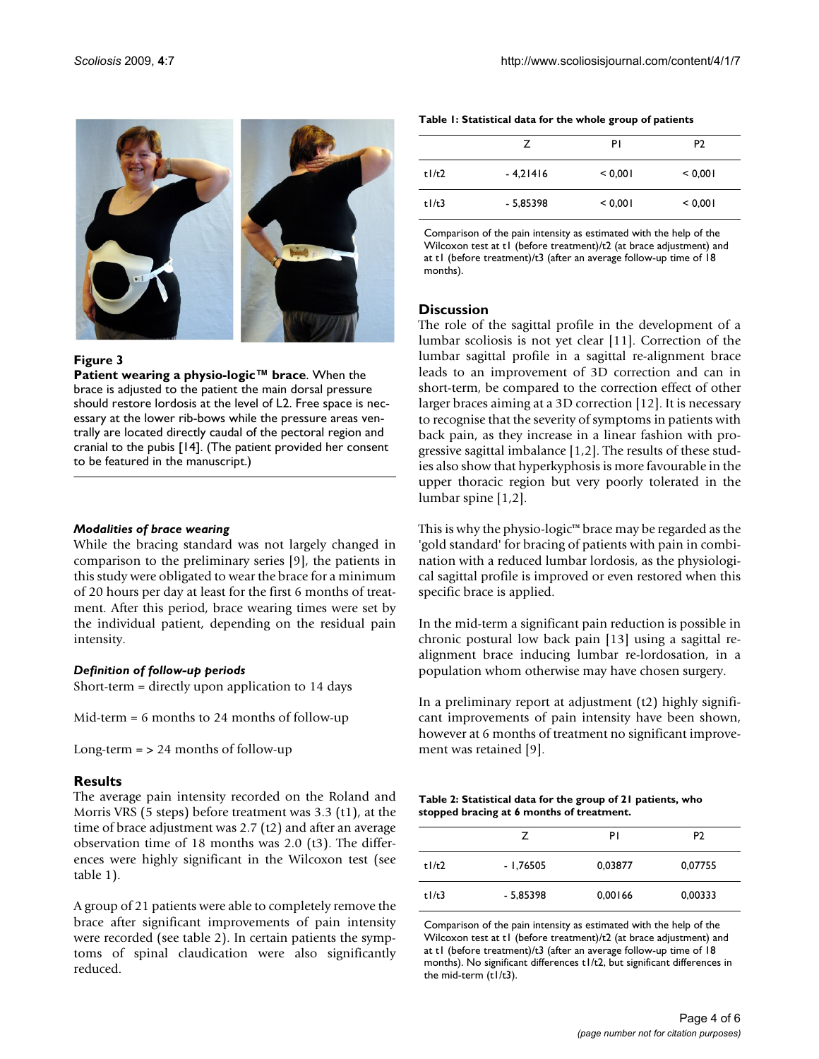**Figure 3**

**Patient wearing a physio-logic™ brace**. When the brace is adjusted to the patient the main dorsal pressure should restore lordosis at the level of L2. Free space is necessary at the lower rib-bows while the pressure areas ventrally are located directly caudal of the pectoral region and cranial to the pubis [14]. (The patient provided her consent to be featured in the manuscript.)

### *Modalities of brace wearing*

While the bracing standard was not largely changed in comparison to the preliminary series [9], the patients in this study were obligated to wear the brace for a minimum of 20 hours per day at least for the first 6 months of treatment. After this period, brace wearing times were set by the individual patient, depending on the residual pain intensity.

### *Definition of follow-up periods*

Short-term = directly upon application to 14 days

Mid-term = 6 months to 24 months of follow-up

Long-term = > 24 months of follow-up

## Results

The average pain intensity recorded on the Roland and Morris VRS (5 steps) before treatment was 3.3 (t1), at the time of brace adjustment was 2.7 (t2) and after an average observation time of 18 months was 2.0 (t3). The differences were highly significant in the Wilcoxon test (see table 1).

A group of 21 patients were able to completely remove the brace after significant improvements of pain intensity were recorded (see table 2). In certain patients the symptoms of spinal claudication were also significantly reduced.

**Table 1: Statistical data for the whole group of patients**

| | Z | P1 | P2 |
|---|---|---|---|
| t1/t2 | - 4,21416 | < 0,001 | < 0,001 |
| t1/t3 | - 5,85398 | < 0,001 | < 0,001 |

Comparison of the pain intensity as estimated with the help of the Wilcoxon test at t1 (before treatment)/t2 (at brace adjustment) and at t1 (before treatment)/t3 (after an average follow-up time of 18 months).

## Discussion

The role of the sagittal profile in the development of a lumbar scoliosis is not yet clear [11]. Correction of the lumbar sagittal profile in a sagittal re-alignment brace leads to an improvement of 3D correction and can in short-term, be compared to the correction effect of other larger braces aiming at a 3D correction [12]. It is necessary to recognise that the severity of symptoms in patients with back pain, as they increase in a linear fashion with progressive sagittal imbalance [1,2]. The results of these studies also show that hyperkyphosis is more favourable in the upper thoracic region but very poorly tolerated in the lumbar spine [1,2].

This is why the physio-logic™ brace may be regarded as the 'gold standard' for bracing of patients with pain in combination with a reduced lumbar lordosis, as the physiological sagittal profile is improved or even restored when this specific brace is applied.

In the mid-term a significant pain reduction is possible in chronic postural low back pain [13] using a sagittal re-alignment brace inducing lumbar re-lordosation, in a population whom otherwise may have chosen surgery.

In a preliminary report at adjustment (t2) highly significant improvements of pain intensity have been shown, however at 6 months of treatment no significant improvement was retained [9].

**Table 2: Statistical data for the group of 21 patients, who stopped bracing at 6 months of treatment.**

| | Z | P1 | P2 |
|---|---|---|---|
| t1/t2 | - 1,76505 | 0,03877 | 0,07755 |
| t1/t3 | - 5,85398 | 0,00166 | 0,00333 |

Comparison of the pain intensity as estimated with the help of the Wilcoxon test at t1 (before treatment)/t2 (at brace adjustment) and at t1 (before treatment)/t3 (after an average follow-up time of 18 months). No significant differences t1/t2, but significant differences in the mid-term (t1/t3).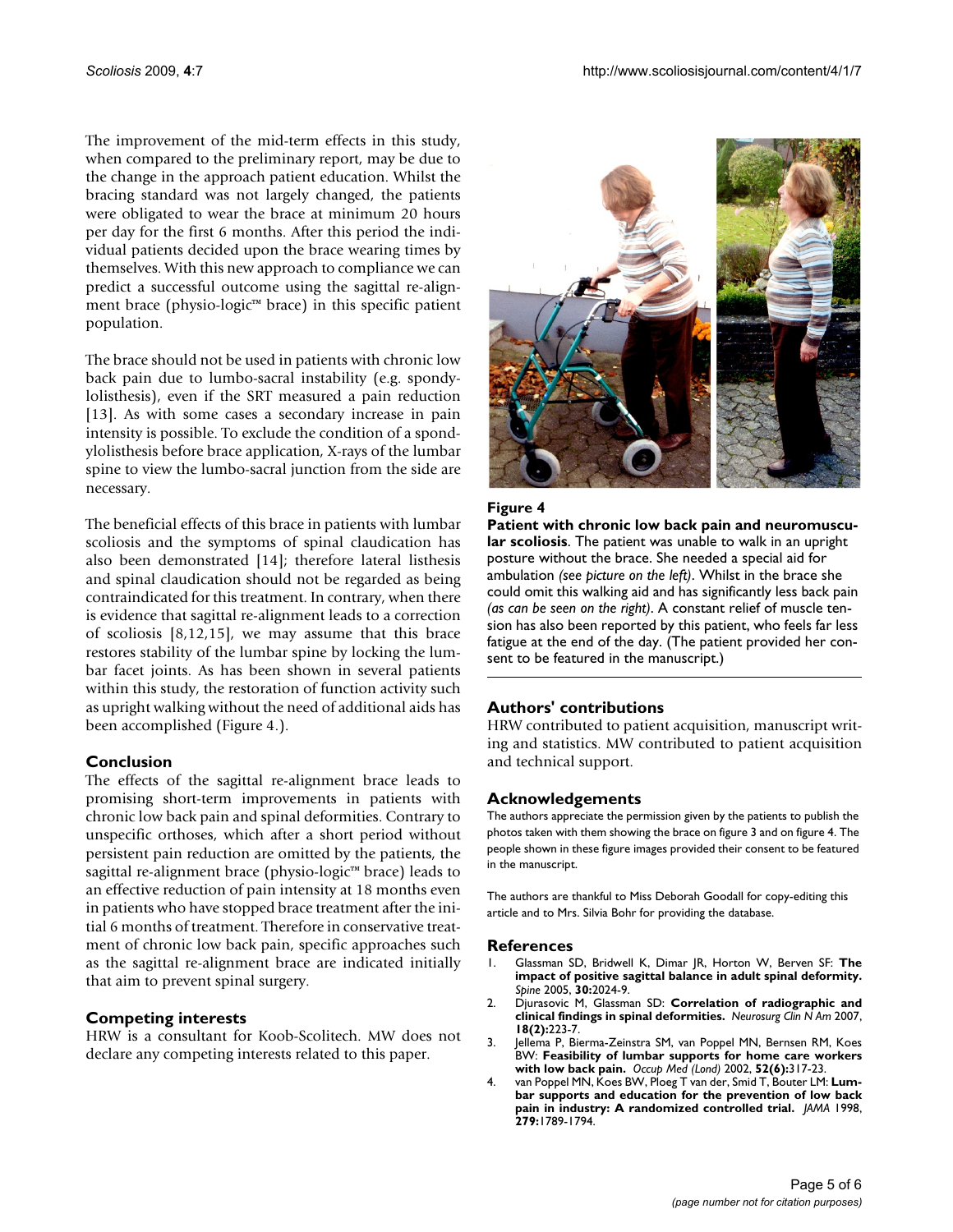The improvement of the mid-term effects in this study, when compared to the preliminary report, may be due to the change in the approach patient education. Whilst the bracing standard was not largely changed, the patients were obligated to wear the brace at minimum 20 hours per day for the first 6 months. After this period the individual patients decided upon the brace wearing times by themselves. With this new approach to compliance we can predict a successful outcome using the sagittal re-alignment brace (physio-logic™ brace) in this specific patient population.

The brace should not be used in patients with chronic low back pain due to lumbo-sacral instability (e.g. spondylolisthesis), even if the SRT measured a pain reduction [13]. As with some cases a secondary increase in pain intensity is possible. To exclude the condition of a spondylolisthesis before brace application, X-rays of the lumbar spine to view the lumbo-sacral junction from the side are necessary.

The beneficial effects of this brace in patients with lumbar scoliosis and the symptoms of spinal claudication has also been demonstrated [14]; therefore lateral listhesis and spinal claudication should not be regarded as being contraindicated for this treatment. In contrary, when there is evidence that sagittal re-alignment leads to a correction of scoliosis [8,12,15], we may assume that this brace restores stability of the lumbar spine by locking the lumbar facet joints. As has been shown in several patients within this study, the restoration of function activity such as upright walking without the need of additional aids has been accomplished (Figure 4.).

## Conclusion

The effects of the sagittal re-alignment brace leads to promising short-term improvements in patients with chronic low back pain and spinal deformities. Contrary to unspecific orthoses, which after a short period without persistent pain reduction are omitted by the patients, the sagittal re-alignment brace (physio-logic™ brace) leads to an effective reduction of pain intensity at 18 months even in patients who have stopped brace treatment after the initial 6 months of treatment. Therefore in conservative treatment of chronic low back pain, specific approaches such as the sagittal re-alignment brace are indicated initially that aim to prevent spinal surgery.

## Competing interests

HRW is a consultant for Koob-Scolitech. MW does not declare any competing interests related to this paper.

**Figure 4**

**Patient with chronic low back pain and neuromuscular scoliosis**. The patient was unable to walk in an upright posture without the brace. She needed a special aid for ambulation *(see picture on the left)*. Whilst in the brace she could omit this walking aid and has significantly less back pain *(as can be seen on the right)*. A constant relief of muscle tension has also been reported by this patient, who feels far less fatigue at the end of the day. (The patient provided her consent to be featured in the manuscript.)

## Authors' contributions

HRW contributed to patient acquisition, manuscript writing and statistics. MW contributed to patient acquisition and technical support.

## Acknowledgements

The authors appreciate the permission given by the patients to publish the photos taken with them showing the brace on figure 3 and on figure 4. The people shown in these figure images provided their consent to be featured in the manuscript.

The authors are thankful to Miss Deborah Goodall for copy-editing this article and to Mrs. Silvia Bohr for providing the database.

## References

1. Glassman SD, Bridwell K, Dimar JR, Horton W, Berven SF: **The impact of positive sagittal balance in adult spinal deformity.** *Spine* 2005, **30:**2024-9.
2. Djurasovic M, Glassman SD: **Correlation of radiographic and clinical findings in spinal deformities.** *Neurosurg Clin N Am* 2007, **18(2):**223-7.
3. Jellema P, Bierma-Zeinstra SM, van Poppel MN, Bernsen RM, Koes BW: **Feasibility of lumbar supports for home care workers with low back pain.** *Occup Med (Lond)* 2002, **52(6):**317-23.
4. van Poppel MN, Koes BW, Ploeg T van der, Smid T, Bouter LM: **Lumbar supports and education for the prevention of low back pain in industry: A randomized controlled trial.** *JAMA* 1998, **279:**1789-1794.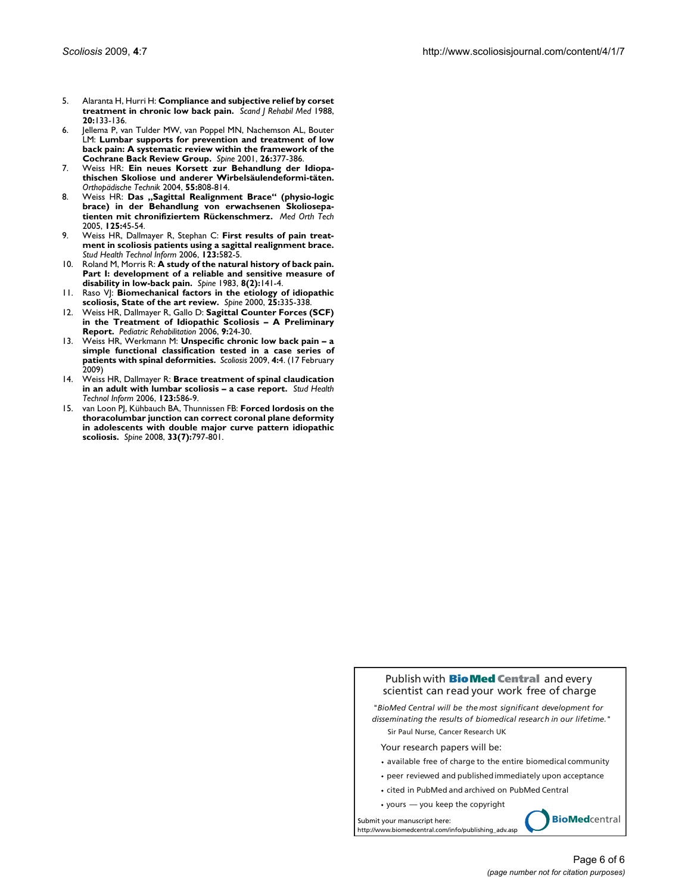5. Alaranta H, Hurri H: **Compliance and subjective relief by corset treatment in chronic low back pain.** *Scand J Rehabil Med* 1988, **20:**133-136.
6. Jellema P, van Tulder MW, van Poppel MN, Nachemson AL, Bouter LM: **Lumbar supports for prevention and treatment of low back pain: A systematic review within the framework of the Cochrane Back Review Group.** *Spine* 2001, **26:**377-386.
7. Weiss HR: **Ein neues Korsett zur Behandlung der Idiopathischen Skoliose und anderer Wirbelsäulendeformi-täten.** *Orthopädische Technik* 2004, **55:**808-814.
8. Weiss HR: **Das „Sagittal Realignment Brace" (physio-logic brace) in der Behandlung von erwachsenen Skoliosepatienten mit chronifiziertem Rückenschmerz.** *Med Orth Tech* 2005, **125:**45-54.
9. Weiss HR, Dallmayer R, Stephan C: **First results of pain treatment in scoliosis patients using a sagittal realignment brace.** *Stud Health Technol Inform* 2006, **123:**582-5.
10. Roland M, Morris R: **A study of the natural history of back pain. Part I: development of a reliable and sensitive measure of disability in low-back pain.** *Spine* 1983, **8(2):**141-4.
11. Raso VJ: **Biomechanical factors in the etiology of idiopathic scoliosis, State of the art review.** *Spine* 2000, **25:**335-338.
12. Weiss HR, Dallmayer R, Gallo D: **Sagittal Counter Forces (SCF) in the Treatment of Idiopathic Scoliosis – A Preliminary Report.** *Pediatric Rehabilitation* 2006, **9:**24-30.
13. Weiss HR, Werkmann M: **Unspecific chronic low back pain – a simple functional classification tested in a case series of patients with spinal deformities.** *Scoliosis* 2009, **4:**4. (17 February 2009)
14. Weiss HR, Dallmayer R: **Brace treatment of spinal claudication in an adult with lumbar scoliosis – a case report.** *Stud Health Technol Inform* 2006, **123:**586-9.
15. van Loon PJ, Kühbauch BA, Thunnissen FB: **Forced lordosis on the thoracolumbar junction can correct coronal plane deformity in adolescents with double major curve pattern idiopathic scoliosis.** *Spine* 2008, **33(7):**797-801.

Publish with **BioMed Central** and every scientist can read your work free of charge

*"BioMed Central will be the most significant development for disseminating the results of biomedical research in our lifetime."*

Sir Paul Nurse, Cancer Research UK

Your research papers will be:

- available free of charge to the entire biomedical community
- peer reviewed and published immediately upon acceptance
- cited in PubMed and archived on PubMed Central
- yours — you keep the copyright

Submit your manuscript here:
http://www.biomedcentral.com/info/publishing_adv.asp

BioMedcentral